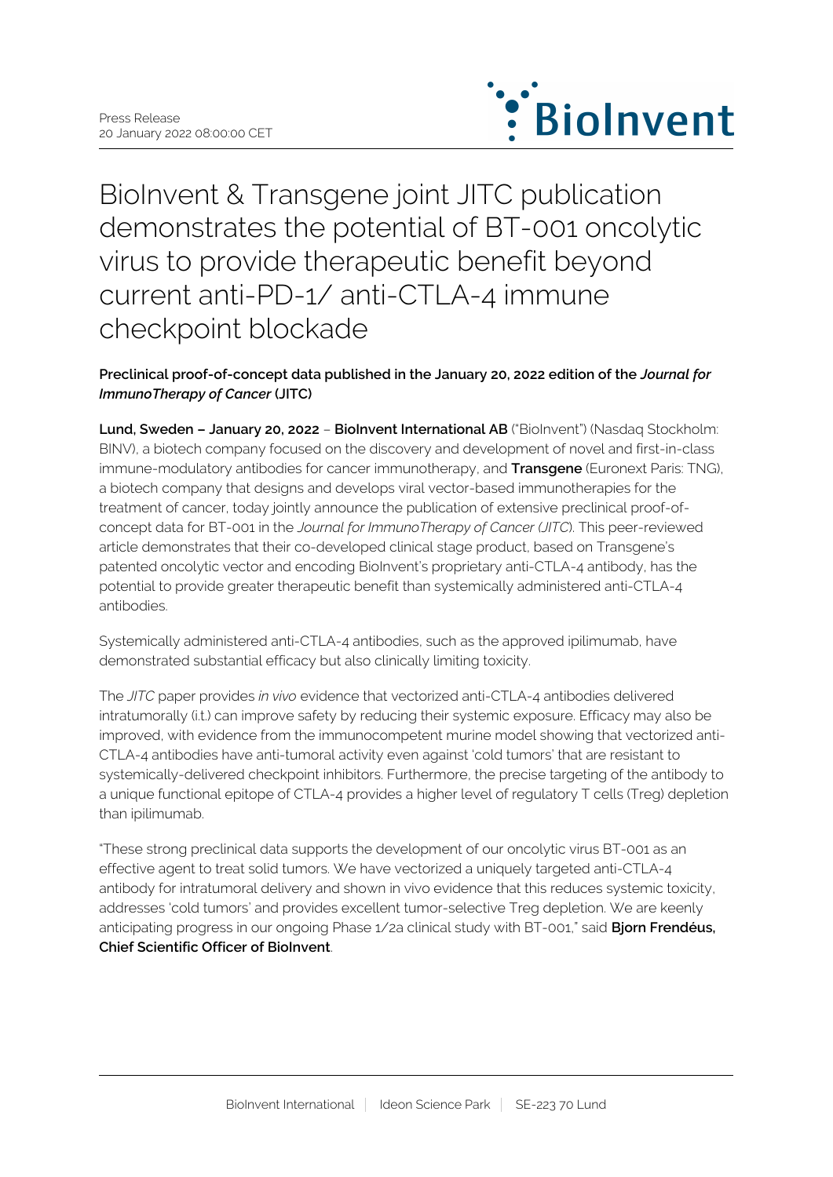Press Release
20 January 2022 08:00:00 CET

# BioInvent & Transgene joint JITC publication demonstrates the potential of BT-001 oncolytic virus to provide therapeutic benefit beyond current anti-PD-1/ anti-CTLA-4 immune checkpoint blockade

**Preclinical proof-of-concept data published in the January 20, 2022 edition of the *Journal for ImmunoTherapy of Cancer* (JITC)**

**Lund, Sweden – January 20, 2022** – **BioInvent International AB** ("BioInvent") (Nasdaq Stockholm: BINV), a biotech company focused on the discovery and development of novel and first-in-class immune-modulatory antibodies for cancer immunotherapy, and **Transgene** (Euronext Paris: TNG), a biotech company that designs and develops viral vector-based immunotherapies for the treatment of cancer, today jointly announce the publication of extensive preclinical proof-of-concept data for BT-001 in the *Journal for ImmunoTherapy of Cancer (JITC)*. This peer-reviewed article demonstrates that their co-developed clinical stage product, based on Transgene's patented oncolytic vector and encoding BioInvent's proprietary anti-CTLA-4 antibody, has the potential to provide greater therapeutic benefit than systemically administered anti-CTLA-4 antibodies.

Systemically administered anti-CTLA-4 antibodies, such as the approved ipilimumab, have demonstrated substantial efficacy but also clinically limiting toxicity.

The *JITC* paper provides *in vivo* evidence that vectorized anti-CTLA-4 antibodies delivered intratumorally (i.t.) can improve safety by reducing their systemic exposure. Efficacy may also be improved, with evidence from the immunocompetent murine model showing that vectorized anti-CTLA-4 antibodies have anti-tumoral activity even against 'cold tumors' that are resistant to systemically-delivered checkpoint inhibitors. Furthermore, the precise targeting of the antibody to a unique functional epitope of CTLA-4 provides a higher level of regulatory T cells (Treg) depletion than ipilimumab.

"These strong preclinical data supports the development of our oncolytic virus BT-001 as an effective agent to treat solid tumors. We have vectorized a uniquely targeted anti-CTLA-4 antibody for intratumoral delivery and shown in vivo evidence that this reduces systemic toxicity, addresses 'cold tumors' and provides excellent tumor-selective Treg depletion. We are keenly anticipating progress in our ongoing Phase 1/2a clinical study with BT-001," said **Bjorn Frendéus, Chief Scientific Officer of BioInvent**.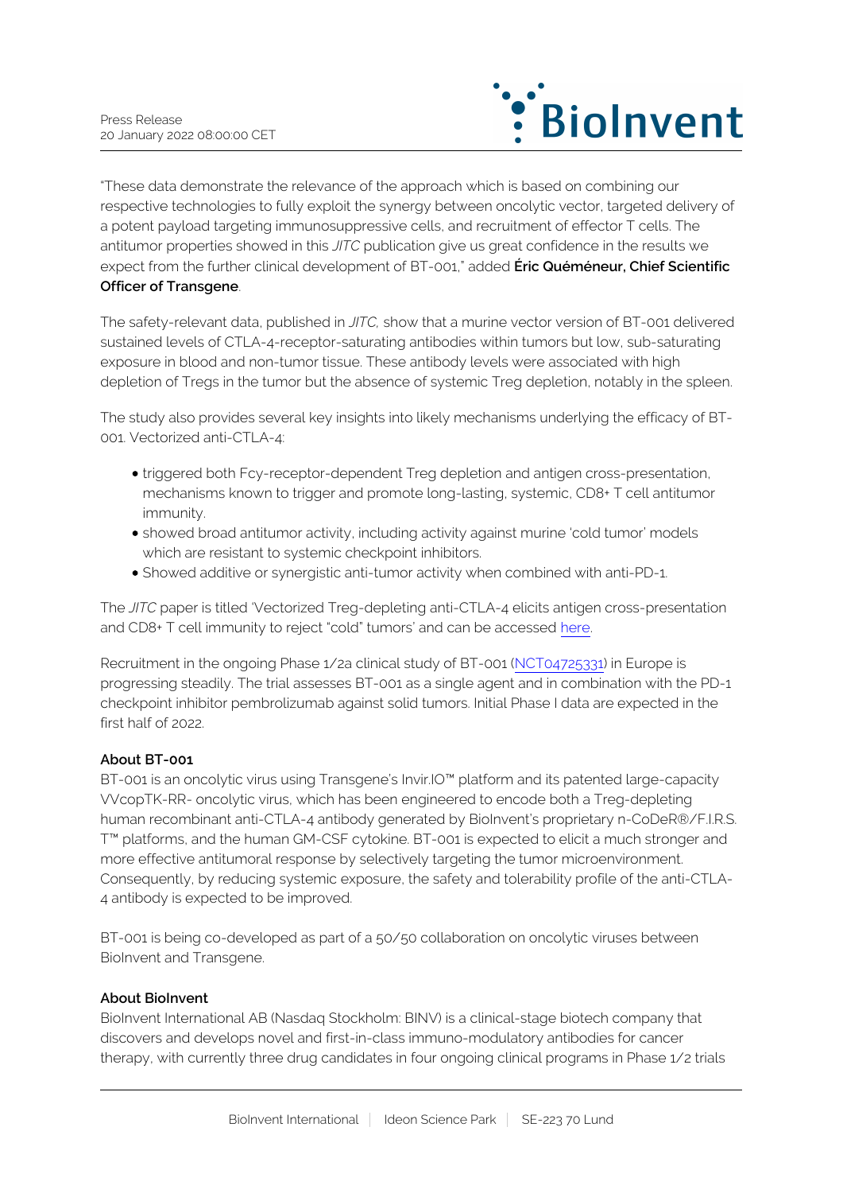"These data demonstrate the relevance of the approach which is based on combining our respective technologies to fully exploit the synergy between oncolytic vector, targeted delivery of a potent payload targeting immunosuppressive cells, and recruitment of effector T cells. The antitumor properties showed in this *JITC* publication give us great confidence in the results we expect from the further clinical development of BT-001," added **Éric Quéméneur, Chief Scientific Officer of Transgene**.

The safety-relevant data, published in *JITC,* show that a murine vector version of BT-001 delivered sustained levels of CTLA-4-receptor-saturating antibodies within tumors but low, sub-saturating exposure in blood and non-tumor tissue. These antibody levels were associated with high depletion of Tregs in the tumor but the absence of systemic Treg depletion, notably in the spleen.

The study also provides several key insights into likely mechanisms underlying the efficacy of BT-001. Vectorized anti-CTLA-4:

- triggered both Fcy-receptor-dependent Treg depletion and antigen cross-presentation, mechanisms known to trigger and promote long-lasting, systemic, CD8+ T cell antitumor immunity.
- showed broad antitumor activity, including activity against murine 'cold tumor' models which are resistant to systemic checkpoint inhibitors.
- Showed additive or synergistic anti-tumor activity when combined with anti-PD-1.

The *JITC* paper is titled 'Vectorized Treg-depleting anti-CTLA-4 elicits antigen cross-presentation and CD8+ T cell immunity to reject "cold" tumors' and can be accessed here.

Recruitment in the ongoing Phase 1/2a clinical study of BT-001 (NCT04725331) in Europe is progressing steadily. The trial assesses BT-001 as a single agent and in combination with the PD-1 checkpoint inhibitor pembrolizumab against solid tumors. Initial Phase I data are expected in the first half of 2022.

**About BT-001**

BT-001 is an oncolytic virus using Transgene's Invir.IO™ platform and its patented large-capacity VVcopTK-RR- oncolytic virus, which has been engineered to encode both a Treg-depleting human recombinant anti-CTLA-4 antibody generated by BioInvent's proprietary n-CoDeR®/F.I.R.S.T™ platforms, and the human GM-CSF cytokine. BT-001 is expected to elicit a much stronger and more effective antitumoral response by selectively targeting the tumor microenvironment. Consequently, by reducing systemic exposure, the safety and tolerability profile of the anti-CTLA-4 antibody is expected to be improved.

BT-001 is being co-developed as part of a 50/50 collaboration on oncolytic viruses between BioInvent and Transgene.

**About BioInvent**

BioInvent International AB (Nasdaq Stockholm: BINV) is a clinical-stage biotech company that discovers and develops novel and first-in-class immuno-modulatory antibodies for cancer therapy, with currently three drug candidates in four ongoing clinical programs in Phase 1/2 trials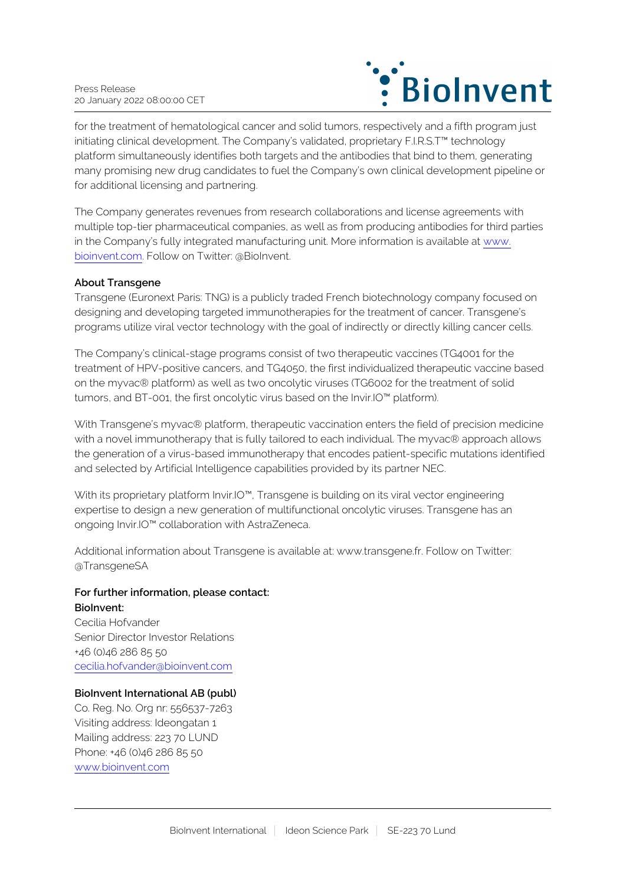for the treatment of hematological cancer and solid tumors, respectively and a fifth program just initiating clinical development. The Company's validated, proprietary F.I.R.S.T™ technology platform simultaneously identifies both targets and the antibodies that bind to them, generating many promising new drug candidates to fuel the Company's own clinical development pipeline or for additional licensing and partnering.

The Company generates revenues from research collaborations and license agreements with multiple top-tier pharmaceutical companies, as well as from producing antibodies for third parties in the Company's fully integrated manufacturing unit. More information is available at www.bioinvent.com. Follow on Twitter: @BioInvent.

**About Transgene**

Transgene (Euronext Paris: TNG) is a publicly traded French biotechnology company focused on designing and developing targeted immunotherapies for the treatment of cancer. Transgene's programs utilize viral vector technology with the goal of indirectly or directly killing cancer cells.

The Company's clinical-stage programs consist of two therapeutic vaccines (TG4001 for the treatment of HPV-positive cancers, and TG4050, the first individualized therapeutic vaccine based on the myvac® platform) as well as two oncolytic viruses (TG6002 for the treatment of solid tumors, and BT-001, the first oncolytic virus based on the Invir.IO™ platform).

With Transgene's myvac® platform, therapeutic vaccination enters the field of precision medicine with a novel immunotherapy that is fully tailored to each individual. The myvac® approach allows the generation of a virus-based immunotherapy that encodes patient-specific mutations identified and selected by Artificial Intelligence capabilities provided by its partner NEC.

With its proprietary platform Invir.IO™, Transgene is building on its viral vector engineering expertise to design a new generation of multifunctional oncolytic viruses. Transgene has an ongoing Invir.IO™ collaboration with AstraZeneca.

Additional information about Transgene is available at: www.transgene.fr. Follow on Twitter: @TransgeneSA

**For further information, please contact:**
**BioInvent:**
Cecilia Hofvander
Senior Director Investor Relations
+46 (0)46 286 85 50
cecilia.hofvander@bioinvent.com

**BioInvent International AB (publ)**
Co. Reg. No. Org nr: 556537-7263
Visiting address: Ideongatan 1
Mailing address: 223 70 LUND
Phone: +46 (0)46 286 85 50
www.bioinvent.com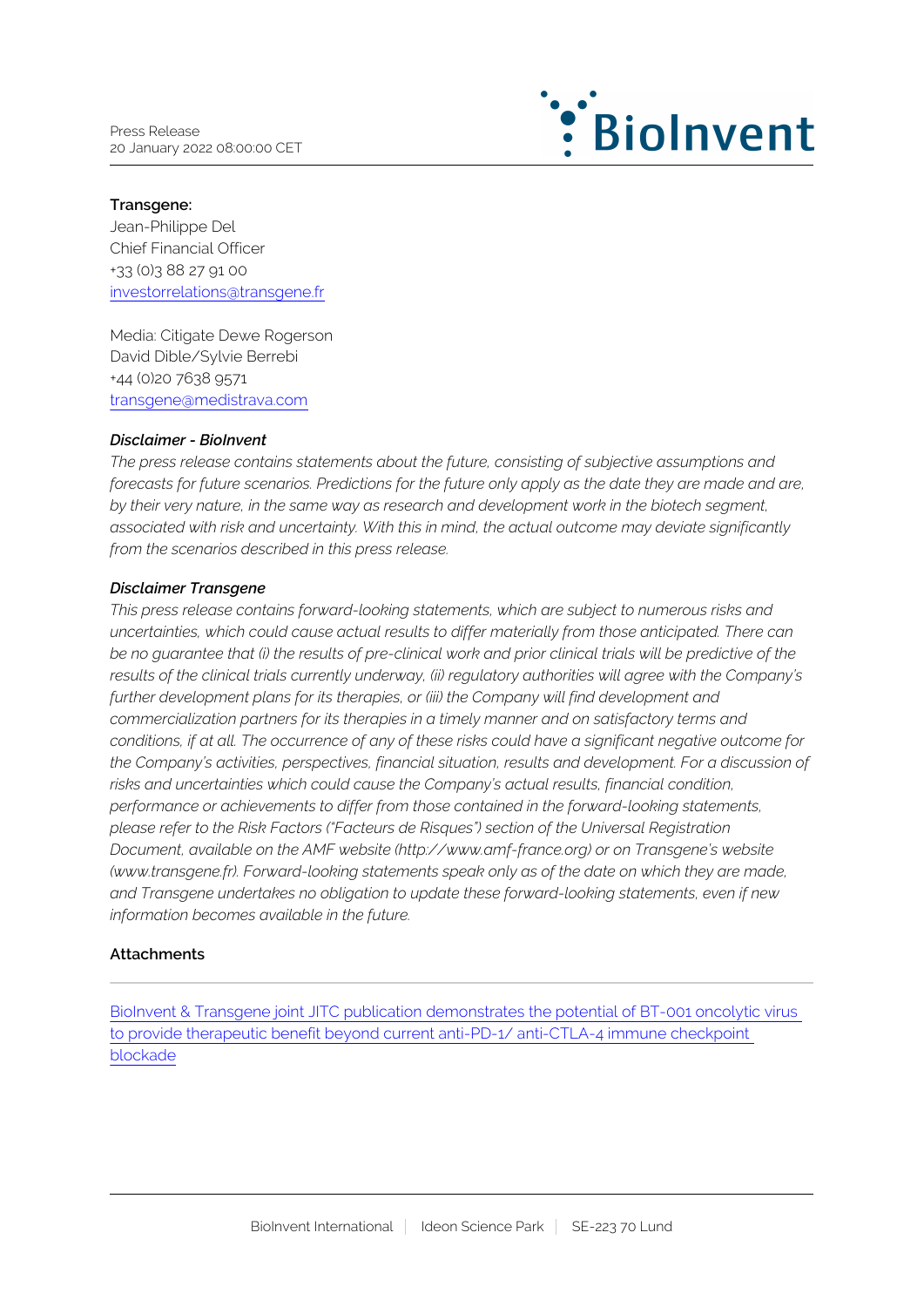**Transgene:**
Jean-Philippe Del
Chief Financial Officer
+33 (0)3 88 27 91 00
investorrelations@transgene.fr

Media: Citigate Dewe Rogerson
David Dible/Sylvie Berrebi
+44 (0)20 7638 9571
transgene@medistrava.com

***Disclaimer - BioInvent***

*The press release contains statements about the future, consisting of subjective assumptions and forecasts for future scenarios. Predictions for the future only apply as the date they are made and are, by their very nature, in the same way as research and development work in the biotech segment, associated with risk and uncertainty. With this in mind, the actual outcome may deviate significantly from the scenarios described in this press release.*

***Disclaimer Transgene***

*This press release contains forward-looking statements, which are subject to numerous risks and uncertainties, which could cause actual results to differ materially from those anticipated. There can be no guarantee that (i) the results of pre-clinical work and prior clinical trials will be predictive of the results of the clinical trials currently underway, (ii) regulatory authorities will agree with the Company's further development plans for its therapies, or (iii) the Company will find development and commercialization partners for its therapies in a timely manner and on satisfactory terms and conditions, if at all. The occurrence of any of these risks could have a significant negative outcome for the Company's activities, perspectives, financial situation, results and development. For a discussion of risks and uncertainties which could cause the Company's actual results, financial condition, performance or achievements to differ from those contained in the forward-looking statements, please refer to the Risk Factors ("Facteurs de Risques") section of the Universal Registration Document, available on the AMF website (http://www.amf-france.org) or on Transgene's website (www.transgene.fr). Forward-looking statements speak only as of the date on which they are made, and Transgene undertakes no obligation to update these forward-looking statements, even if new information becomes available in the future.*

**Attachments**

BioInvent & Transgene joint JITC publication demonstrates the potential of BT-001 oncolytic virus to provide therapeutic benefit beyond current anti-PD-1/ anti-CTLA-4 immune checkpoint blockade